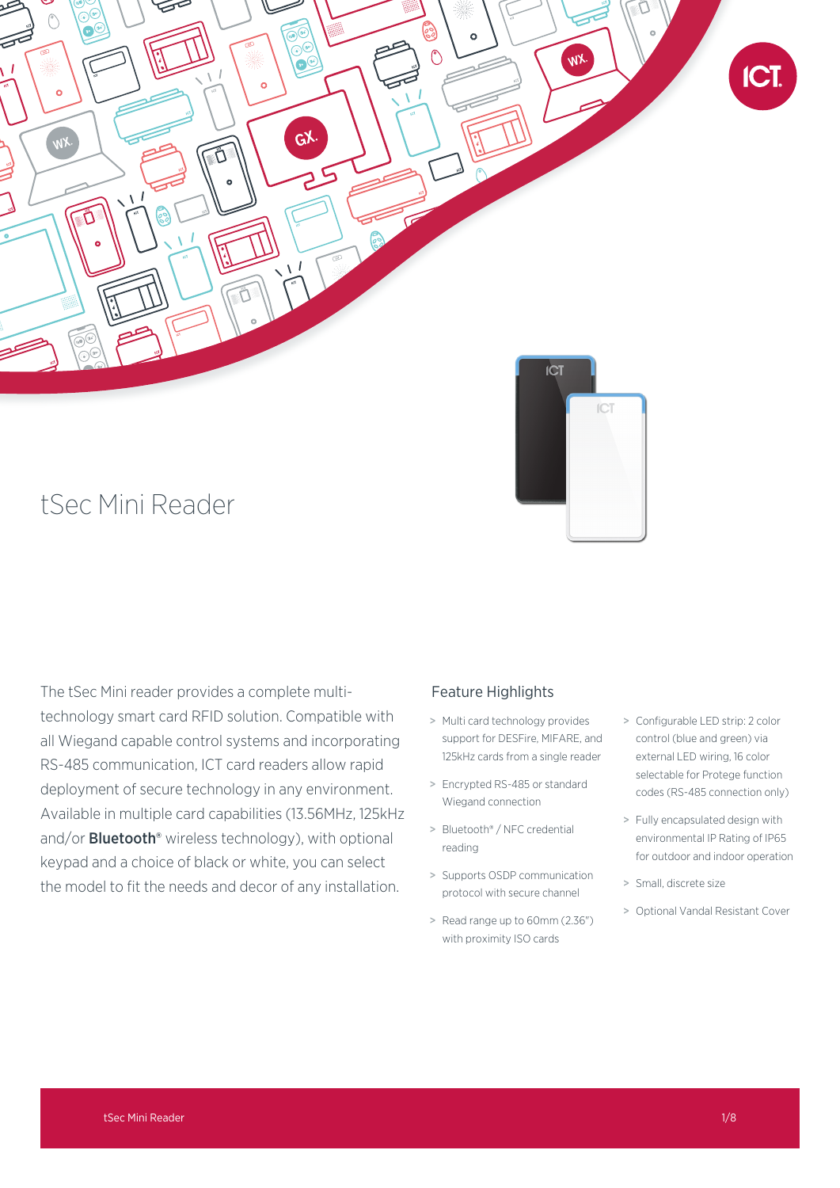# tSec Mini Reader

The tSec Mini reader provides a complete multi-technology smart card RFID solution. Compatible with all Wiegand capable control systems and incorporating RS-485 communication, ICT card readers allow rapid deployment of secure technology in any environment. Available in multiple card capabilities (13.56MHz, 125kHz and/or **Bluetooth®** wireless technology), with optional keypad and a choice of black or white, you can select the model to fit the needs and decor of any installation.

## Feature Highlights

- Multi card technology provides support for DESFire, MIFARE, and 125kHz cards from a single reader
- Encrypted RS-485 or standard Wiegand connection
- Bluetooth® / NFC credential reading
- Supports OSDP communication protocol with secure channel
- Read range up to 60mm (2.36") with proximity ISO cards
- Configurable LED strip: 2 color control (blue and green) via external LED wiring, 16 color selectable for Protege function codes (RS-485 connection only)
- Fully encapsulated design with environmental IP Rating of IP65 for outdoor and indoor operation
- Small, discrete size
- Optional Vandal Resistant Cover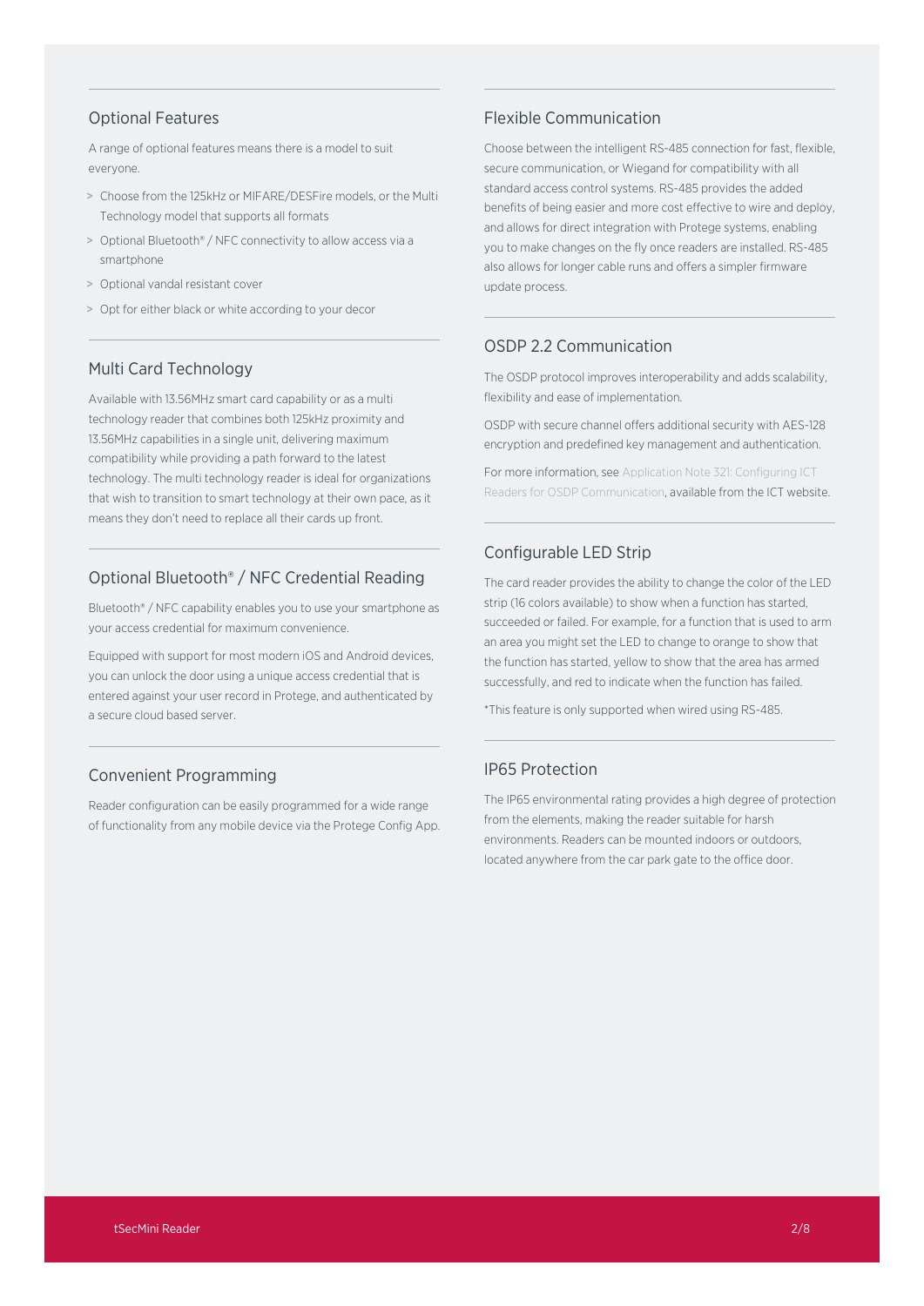## Optional Features

A range of optional features means there is a model to suit everyone.

- Choose from the 125kHz or MIFARE/DESFire models, or the Multi Technology model that supports all formats
- Optional Bluetooth® / NFC connectivity to allow access via a smartphone
- Optional vandal resistant cover
- Opt for either black or white according to your decor

## Multi Card Technology

Available with 13.56MHz smart card capability or as a multi technology reader that combines both 125kHz proximity and 13.56MHz capabilities in a single unit, delivering maximum compatibility while providing a path forward to the latest technology. The multi technology reader is ideal for organizations that wish to transition to smart technology at their own pace, as it means they don't need to replace all their cards up front.

## Optional Bluetooth® / NFC Credential Reading

Bluetooth® / NFC capability enables you to use your smartphone as your access credential for maximum convenience.

Equipped with support for most modern iOS and Android devices, you can unlock the door using a unique access credential that is entered against your user record in Protege, and authenticated by a secure cloud based server.

## Convenient Programming

Reader configuration can be easily programmed for a wide range of functionality from any mobile device via the Protege Config App.

## Flexible Communication

Choose between the intelligent RS-485 connection for fast, flexible, secure communication, or Wiegand for compatibility with all standard access control systems. RS-485 provides the added benefits of being easier and more cost effective to wire and deploy, and allows for direct integration with Protege systems, enabling you to make changes on the fly once readers are installed. RS-485 also allows for longer cable runs and offers a simpler firmware update process.

## OSDP 2.2 Communication

The OSDP protocol improves interoperability and adds scalability, flexibility and ease of implementation.

OSDP with secure channel offers additional security with AES-128 encryption and predefined key management and authentication.

For more information, see Application Note 321: Configuring ICT Readers for OSDP Communication, available from the ICT website.

## Configurable LED Strip

The card reader provides the ability to change the color of the LED strip (16 colors available) to show when a function has started, succeeded or failed. For example, for a function that is used to arm an area you might set the LED to change to orange to show that the function has started, yellow to show that the area has armed successfully, and red to indicate when the function has failed.

*This feature is only supported when wired using RS-485.

## IP65 Protection

The IP65 environmental rating provides a high degree of protection from the elements, making the reader suitable for harsh environments. Readers can be mounted indoors or outdoors, located anywhere from the car park gate to the office door.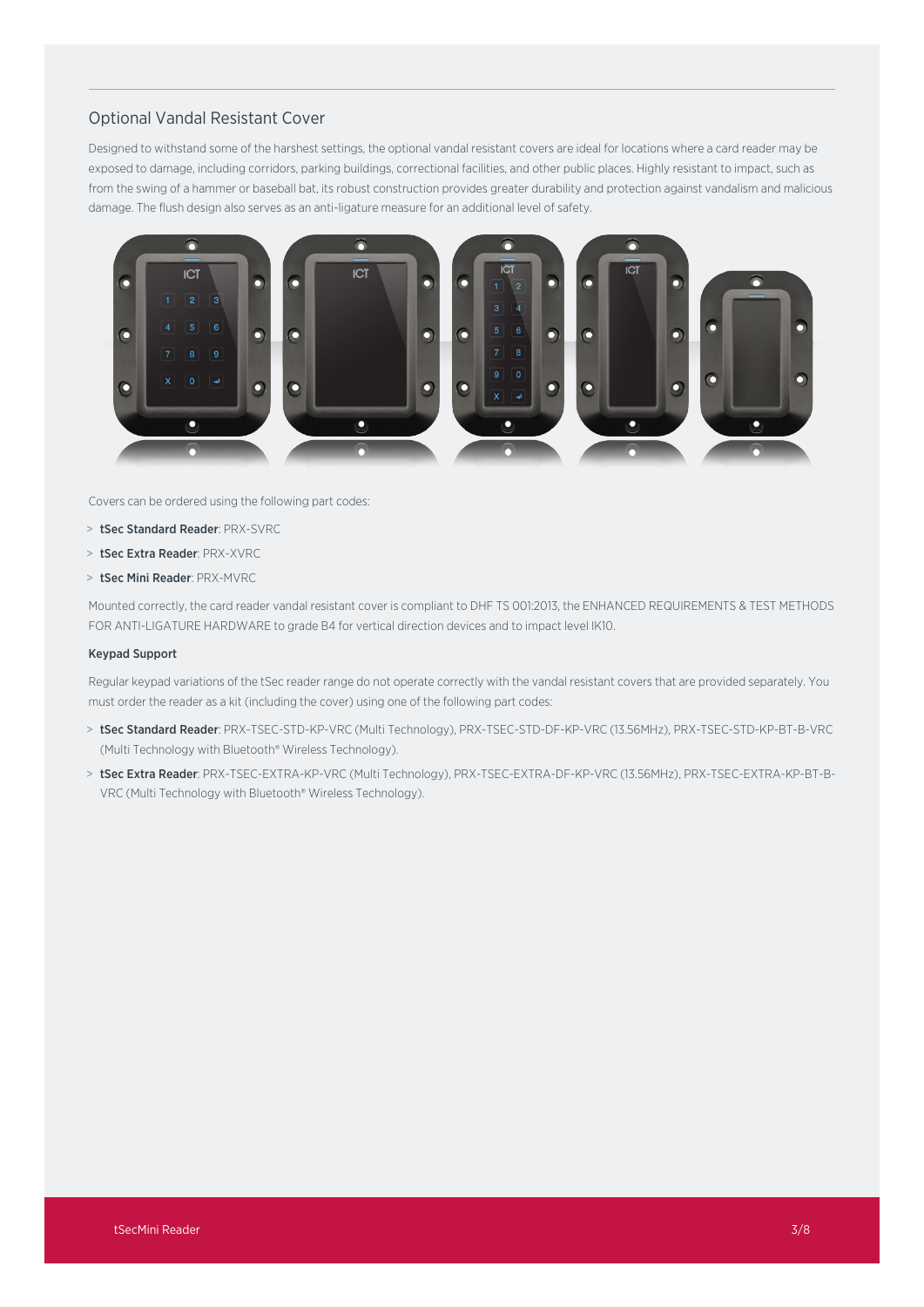## Optional Vandal Resistant Cover

Designed to withstand some of the harshest settings, the optional vandal resistant covers are ideal for locations where a card reader may be exposed to damage, including corridors, parking buildings, correctional facilities, and other public places. Highly resistant to impact, such as from the swing of a hammer or baseball bat, its robust construction provides greater durability and protection against vandalism and malicious damage. The flush design also serves as an anti-ligature measure for an additional level of safety.

Covers can be ordered using the following part codes:

- **tSec Standard Reader**: PRX-SVRC
- **tSec Extra Reader**: PRX-XVRC
- **tSec Mini Reader**: PRX-MVRC

Mounted correctly, the card reader vandal resistant cover is compliant to DHF TS 001:2013, the ENHANCED REQUIREMENTS & TEST METHODS FOR ANTI-LIGATURE HARDWARE to grade B4 for vertical direction devices and to impact level IK10.

### Keypad Support

Regular keypad variations of the tSec reader range do not operate correctly with the vandal resistant covers that are provided separately. You must order the reader as a kit (including the cover) using one of the following part codes:

- **tSec Standard Reader**: PRX-TSEC-STD-KP-VRC (Multi Technology), PRX-TSEC-STD-DF-KP-VRC (13.56MHz), PRX-TSEC-STD-KP-BT-B-VRC (Multi Technology with Bluetooth® Wireless Technology).
- **tSec Extra Reader**: PRX-TSEC-EXTRA-KP-VRC (Multi Technology), PRX-TSEC-EXTRA-DF-KP-VRC (13.56MHz), PRX-TSEC-EXTRA-KP-BT-B-VRC (Multi Technology with Bluetooth® Wireless Technology).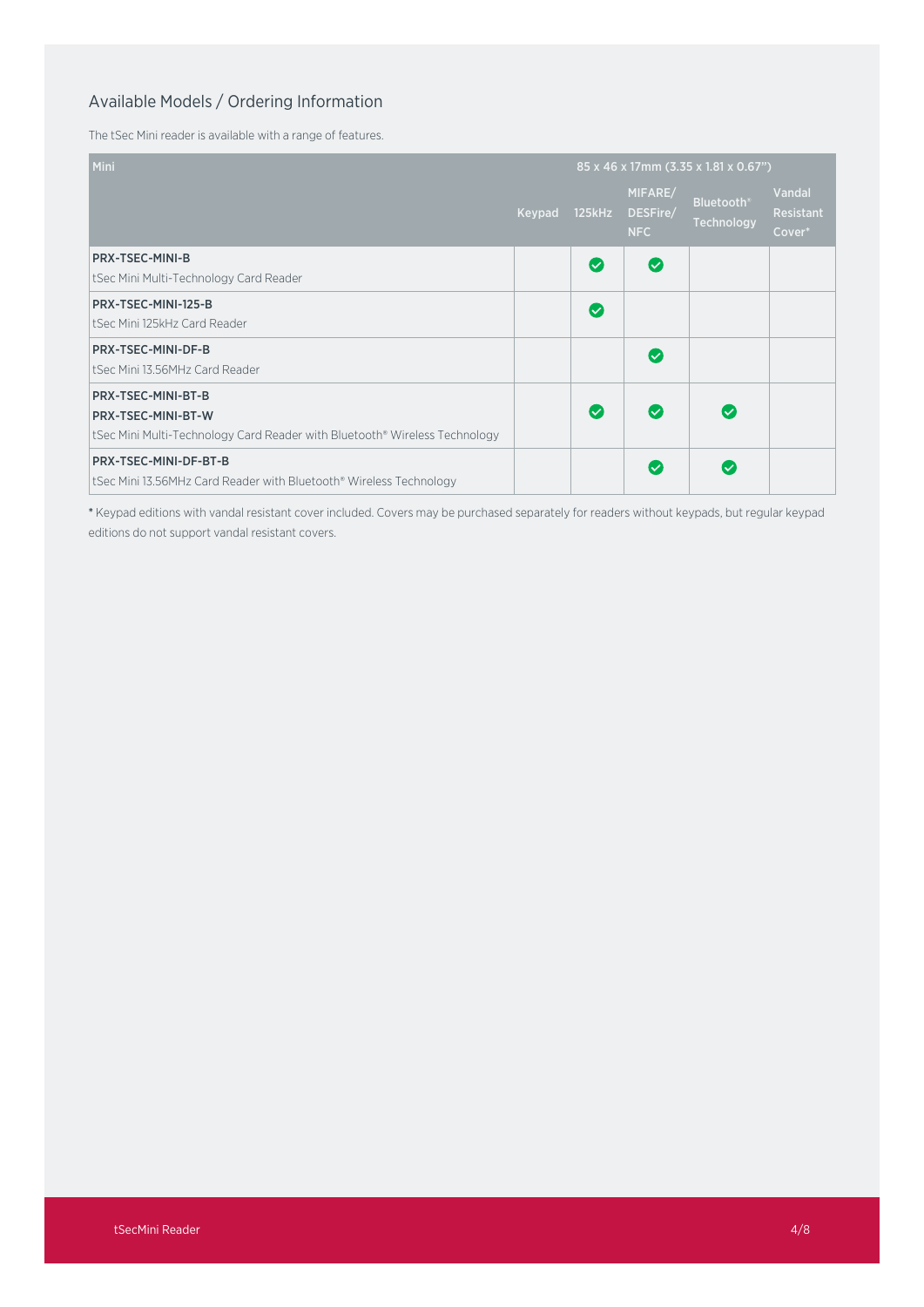## Available Models / Ordering Information

The tSec Mini reader is available with a range of features.

| Mini | 85 x 46 x 17mm (3.35 x 1.81 x 0.67") | | | | |
|---|---|---|---|---|---|
| | Keypad | 125kHz | MIFARE/ DESFire/ NFC | Bluetooth® Technology | Vandal Resistant Cover* |
| **PRX-TSEC-MINI-B**<br>tSec Mini Multi-Technology Card Reader | | ✓ | ✓ | | |
| **PRX-TSEC-MINI-125-B**<br>tSec Mini 125kHz Card Reader | | ✓ | | | |
| **PRX-TSEC-MINI-DF-B**<br>tSec Mini 13.56MHz Card Reader | | | ✓ | | |
| **PRX-TSEC-MINI-BT-B**<br>**PRX-TSEC-MINI-BT-W**<br>tSec Mini Multi-Technology Card Reader with Bluetooth® Wireless Technology | | ✓ | ✓ | ✓ | |
| **PRX-TSEC-MINI-DF-BT-B**<br>tSec Mini 13.56MHz Card Reader with Bluetooth® Wireless Technology | | | ✓ | ✓ | |

* Keypad editions with vandal resistant cover included. Covers may be purchased separately for readers without keypads, but regular keypad editions do not support vandal resistant covers.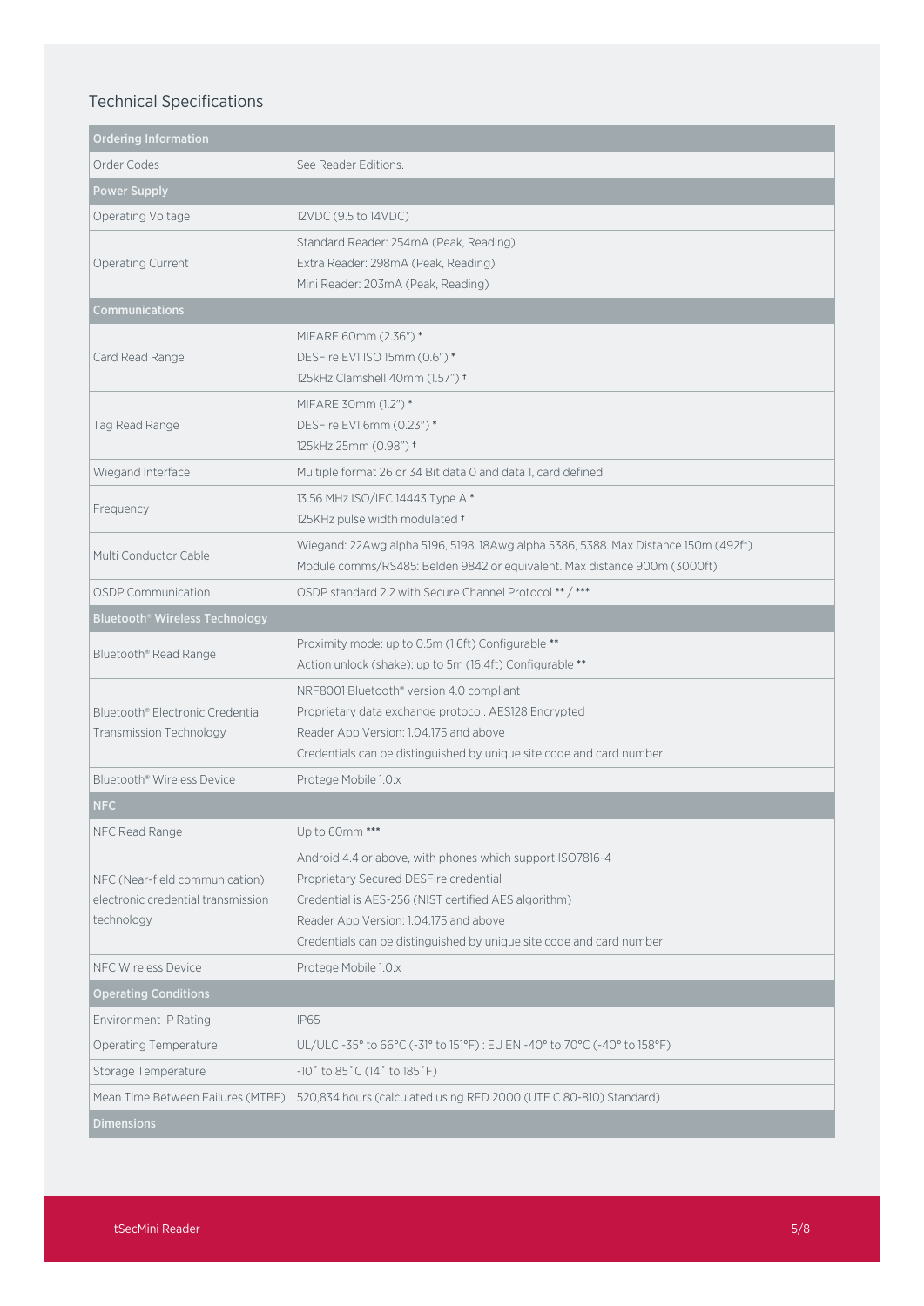## Technical Specifications

| Ordering Information | |
|---|---|
| Order Codes | See Reader Editions. |
| **Power Supply** | |
| Operating Voltage | 12VDC (9.5 to 14VDC) |
| Operating Current | Standard Reader: 254mA (Peak, Reading)<br>Extra Reader: 298mA (Peak, Reading)<br>Mini Reader: 203mA (Peak, Reading) |
| **Communications** | |
| Card Read Range | MIFARE 60mm (2.36") *<br>DESFire EV1 ISO 15mm (0.6") *<br>125kHz Clamshell 40mm (1.57") † |
| Tag Read Range | MIFARE 30mm (1.2") *<br>DESFire EV1 6mm (0.23") *<br>125kHz 25mm (0.98") † |
| Wiegand Interface | Multiple format 26 or 34 Bit data 0 and data 1, card defined |
| Frequency | 13.56 MHz ISO/IEC 14443 Type A *<br>125KHz pulse width modulated † |
| Multi Conductor Cable | Wiegand: 22Awg alpha 5196, 5198, 18Awg alpha 5386, 5388. Max Distance 150m (492ft)<br>Module comms/RS485: Belden 9842 or equivalent. Max distance 900m (3000ft) |
| OSDP Communication | OSDP standard 2.2 with Secure Channel Protocol ** / *** |
| **Bluetooth® Wireless Technology** | |
| Bluetooth® Read Range | Proximity mode: up to 0.5m (1.6ft) Configurable **<br>Action unlock (shake): up to 5m (16.4ft) Configurable ** |
| Bluetooth® Electronic Credential Transmission Technology | NRF8001 Bluetooth® version 4.0 compliant<br>Proprietary data exchange protocol. AES128 Encrypted<br>Reader App Version: 1.04.175 and above<br>Credentials can be distinguished by unique site code and card number |
| Bluetooth® Wireless Device | Protege Mobile 1.0.x |
| **NFC** | |
| NFC Read Range | Up to 60mm *** |
| NFC (Near-field communication) electronic credential transmission technology | Android 4.4 or above, with phones which support ISO7816-4<br>Proprietary Secured DESFire credential<br>Credential is AES-256 (NIST certified AES algorithm)<br>Reader App Version: 1.04.175 and above<br>Credentials can be distinguished by unique site code and card number |
| NFC Wireless Device | Protege Mobile 1.0.x |
| **Operating Conditions** | |
| Environment IP Rating | IP65 |
| Operating Temperature | UL/ULC -35° to 66°C (-31° to 151°F) : EU EN -40° to 70°C (-40° to 158°F) |
| Storage Temperature | -10˚ to 85˚C (14˚ to 185˚F) |
| Mean Time Between Failures (MTBF) | 520,834 hours (calculated using RFD 2000 (UTE C 80-810) Standard) |
| **Dimensions** | |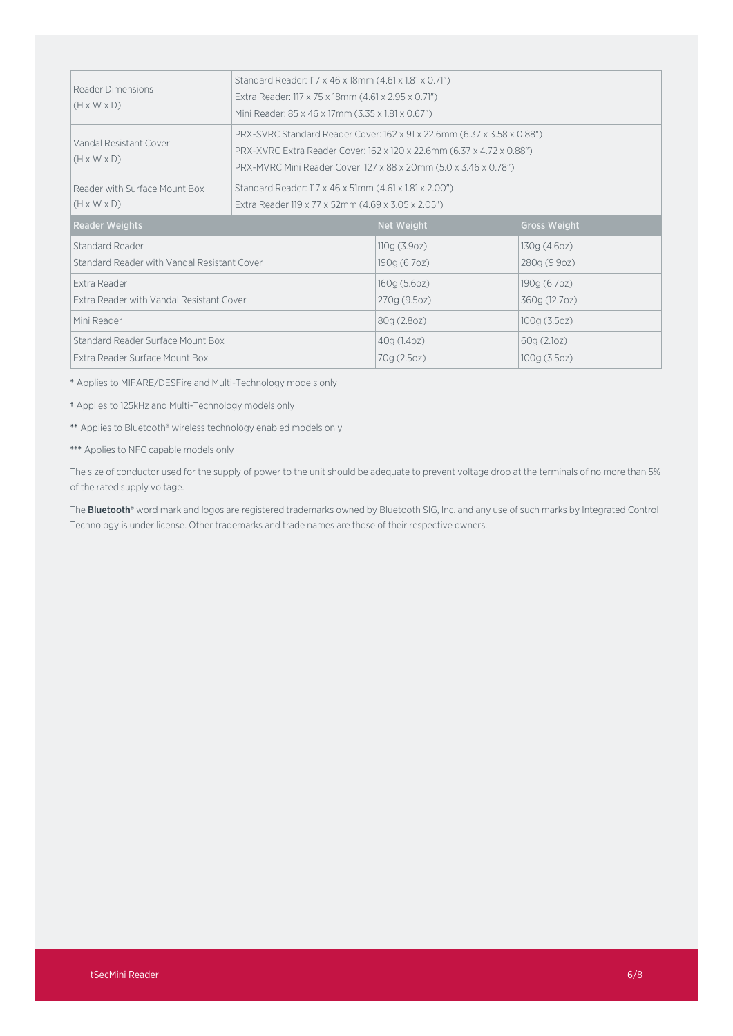| | |
|---|---|
| Reader Dimensions (H x W x D) | Standard Reader: 117 x 46 x 18mm (4.61 x 1.81 x 0.71")<br>Extra Reader: 117 x 75 x 18mm (4.61 x 2.95 x 0.71")<br>Mini Reader: 85 x 46 x 17mm (3.35 x 1.81 x 0.67") |
| Vandal Resistant Cover (H x W x D) | PRX-SVRC Standard Reader Cover: 162 x 91 x 22.6mm (6.37 x 3.58 x 0.88")<br>PRX-XVRC Extra Reader Cover: 162 x 120 x 22.6mm (6.37 x 4.72 x 0.88")<br>PRX-MVRC Mini Reader Cover: 127 x 88 x 20mm (5.0 x 3.46 x 0.78") |
| Reader with Surface Mount Box (H x W x D) | Standard Reader: 117 x 46 x 51mm (4.61 x 1.81 x 2.00")<br>Extra Reader 119 x 77 x 52mm (4.69 x 3.05 x 2.05") |

| Reader Weights | Net Weight | Gross Weight |
|---|---|---|
| Standard Reader | 110g (3.9oz) | 130g (4.6oz) |
| Standard Reader with Vandal Resistant Cover | 190g (6.7oz) | 280g (9.9oz) |
| Extra Reader | 160g (5.6oz) | 190g (6.7oz) |
| Extra Reader with Vandal Resistant Cover | 270g (9.5oz) | 360g (12.7oz) |
| Mini Reader | 80g (2.8oz) | 100g (3.5oz) |
| Standard Reader Surface Mount Box | 40g (1.4oz) | 60g (2.1oz) |
| Extra Reader Surface Mount Box | 70g (2.5oz) | 100g (3.5oz) |

* Applies to MIFARE/DESFire and Multi-Technology models only

† Applies to 125kHz and Multi-Technology models only

** Applies to Bluetooth® wireless technology enabled models only

*** Applies to NFC capable models only

The size of conductor used for the supply of power to the unit should be adequate to prevent voltage drop at the terminals of no more than 5% of the rated supply voltage.

The **Bluetooth**® word mark and logos are registered trademarks owned by Bluetooth SIG, Inc. and any use of such marks by Integrated Control Technology is under license. Other trademarks and trade names are those of their respective owners.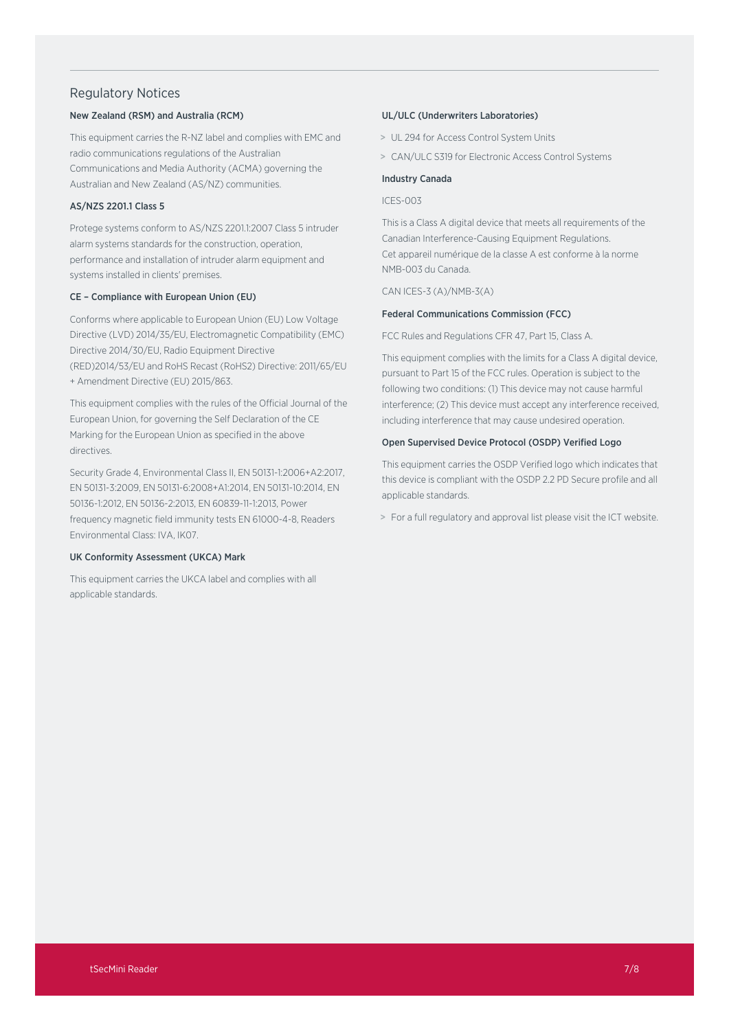## Regulatory Notices

### New Zealand (RSM) and Australia (RCM)

This equipment carries the R-NZ label and complies with EMC and radio communications regulations of the Australian Communications and Media Authority (ACMA) governing the Australian and New Zealand (AS/NZ) communities.

### AS/NZS 2201.1 Class 5

Protege systems conform to AS/NZS 2201.1:2007 Class 5 intruder alarm systems standards for the construction, operation, performance and installation of intruder alarm equipment and systems installed in clients' premises.

### CE – Compliance with European Union (EU)

Conforms where applicable to European Union (EU) Low Voltage Directive (LVD) 2014/35/EU, Electromagnetic Compatibility (EMC) Directive 2014/30/EU, Radio Equipment Directive (RED)2014/53/EU and RoHS Recast (RoHS2) Directive: 2011/65/EU + Amendment Directive (EU) 2015/863.

This equipment complies with the rules of the Official Journal of the European Union, for governing the Self Declaration of the CE Marking for the European Union as specified in the above directives.

Security Grade 4, Environmental Class II, EN 50131-1:2006+A2:2017, EN 50131-3:2009, EN 50131-6:2008+A1:2014, EN 50131-10:2014, EN 50136-1:2012, EN 50136-2:2013, EN 60839-11-1:2013, Power frequency magnetic field immunity tests EN 61000-4-8, Readers Environmental Class: IVA, IK07.

### UK Conformity Assessment (UKCA) Mark

This equipment carries the UKCA label and complies with all applicable standards.

### UL/ULC (Underwriters Laboratories)

- UL 294 for Access Control System Units
- CAN/ULC S319 for Electronic Access Control Systems

### Industry Canada

ICES-003

This is a Class A digital device that meets all requirements of the Canadian Interference-Causing Equipment Regulations.
Cet appareil numérique de la classe A est conforme à la norme NMB-003 du Canada.

CAN ICES-3 (A)/NMB-3(A)

### Federal Communications Commission (FCC)

FCC Rules and Regulations CFR 47, Part 15, Class A.

This equipment complies with the limits for a Class A digital device, pursuant to Part 15 of the FCC rules. Operation is subject to the following two conditions: (1) This device may not cause harmful interference; (2) This device must accept any interference received, including interference that may cause undesired operation.

### Open Supervised Device Protocol (OSDP) Verified Logo

This equipment carries the OSDP Verified logo which indicates that this device is compliant with the OSDP 2.2 PD Secure profile and all applicable standards.

- For a full regulatory and approval list please visit the ICT website.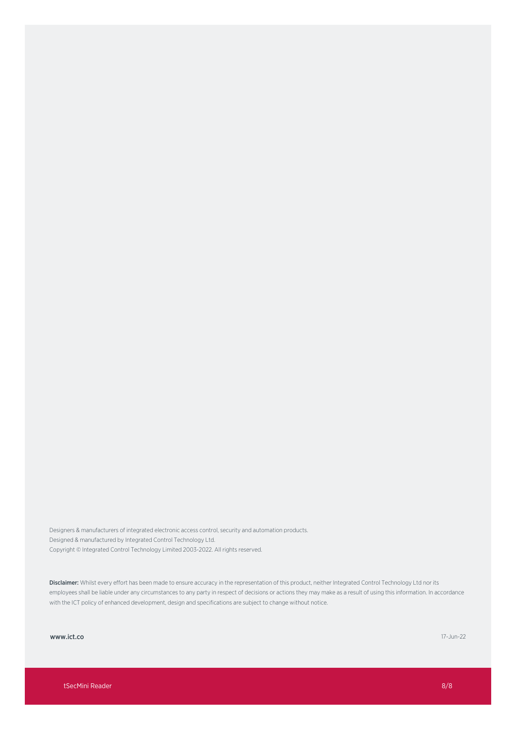Designers & manufacturers of integrated electronic access control, security and automation products.
Designed & manufactured by Integrated Control Technology Ltd.
Copyright © Integrated Control Technology Limited 2003-2022. All rights reserved.

**Disclaimer:** Whilst every effort has been made to ensure accuracy in the representation of this product, neither Integrated Control Technology Ltd nor its employees shall be liable under any circumstances to any party in respect of decisions or actions they may make as a result of using this information. In accordance with the ICT policy of enhanced development, design and specifications are subject to change without notice.

**www.ict.co**

17-Jun-22